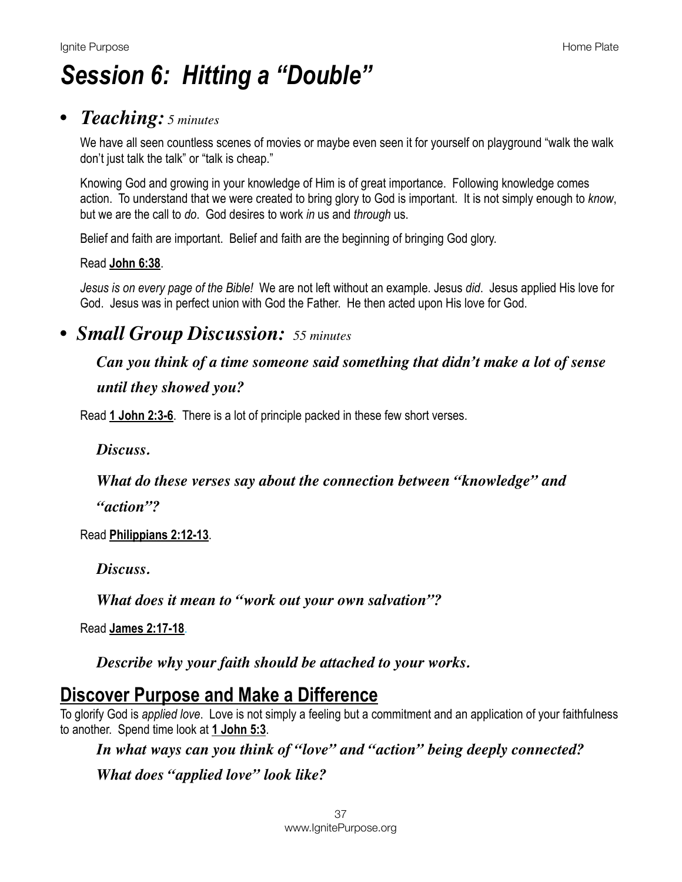# *Session 6: Hitting a "Double"*

- ***Teaching:*** *5 minutes*

We have all seen countless scenes of movies or maybe even seen it for yourself on playground "walk the walk don't just talk the talk" or "talk is cheap."

Knowing God and growing in your knowledge of Him is of great importance. Following knowledge comes action. To understand that we were created to bring glory to God is important. It is not simply enough to *know*, but we are the call to *do*. God desires to work *in* us and *through* us.

Belief and faith are important. Belief and faith are the beginning of bringing God glory.

Read **John 6:38**.

*Jesus is on every page of the Bible!* We are not left without an example. Jesus *did*. Jesus applied His love for God. Jesus was in perfect union with God the Father. He then acted upon His love for God.

- ***Small Group Discussion:*** *55 minutes*

***Can you think of a time someone said something that didn't make a lot of sense until they showed you?***

Read **1 John 2:3-6**. There is a lot of principle packed in these few short verses.

***Discuss.***

***What do these verses say about the connection between "knowledge" and "action"?***

Read **Philippians 2:12-13**.

***Discuss.***

***What does it mean to "work out your own salvation"?***

Read **James 2:17-18**.

***Describe why your faith should be attached to your works.***

## Discover Purpose and Make a Difference

To glorify God is *applied love*. Love is not simply a feeling but a commitment and an application of your faithfulness to another. Spend time look at **1 John 5:3**.

***In what ways can you think of "love" and "action" being deeply connected?***

***What does "applied love" look like?***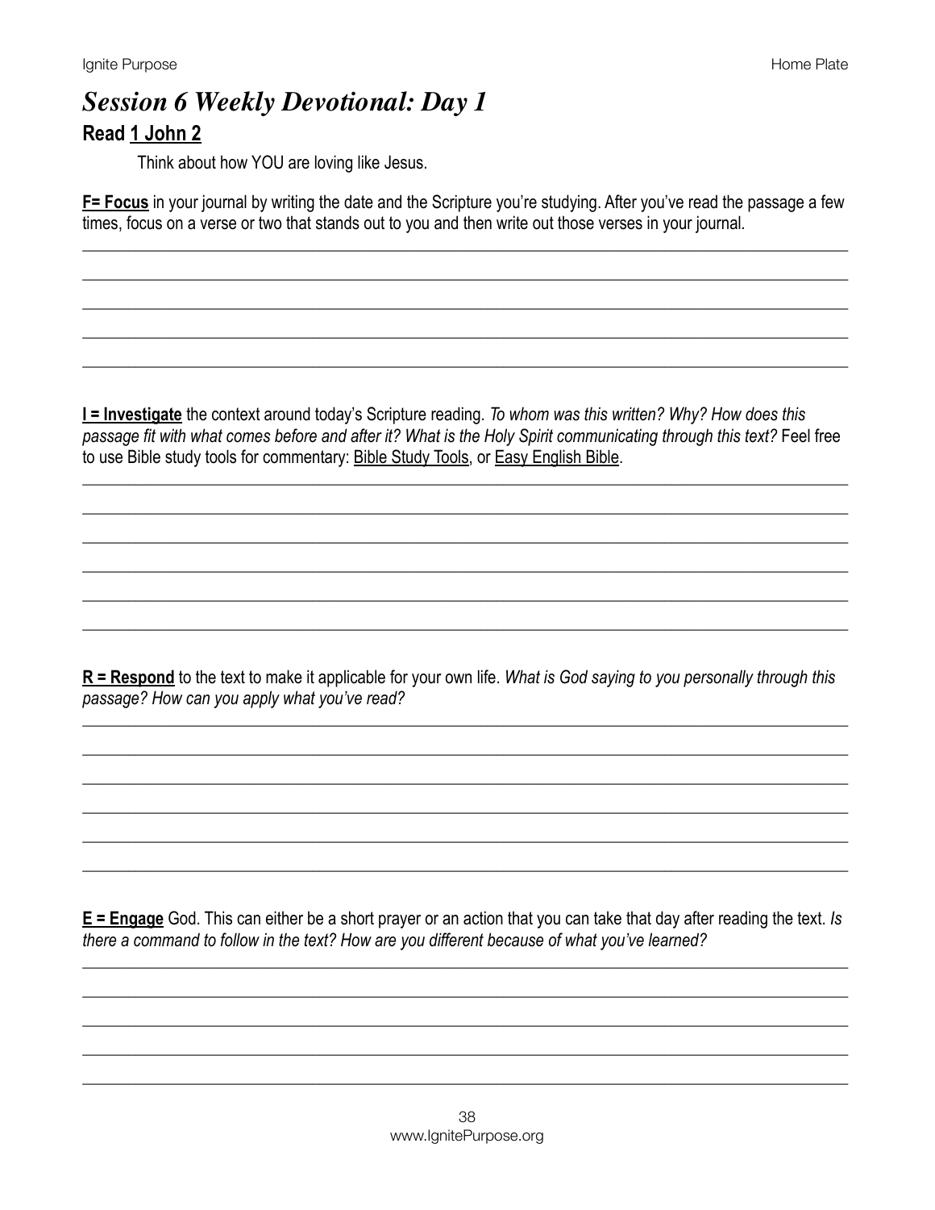# *Session 6 Weekly Devotional: Day 1*

## Read 1 John 2

Think about how YOU are loving like Jesus.

**F= Focus** in your journal by writing the date and the Scripture you're studying. After you've read the passage a few times, focus on a verse or two that stands out to you and then write out those verses in your journal.

**I = Investigate** the context around today's Scripture reading. *To whom was this written? Why? How does this passage fit with what comes before and after it? What is the Holy Spirit communicating through this text?* Feel free to use Bible study tools for commentary: Bible Study Tools, or Easy English Bible.

**R = Respond** to the text to make it applicable for your own life. *What is God saying to you personally through this passage? How can you apply what you've read?*

**E = Engage** God. This can either be a short prayer or an action that you can take that day after reading the text. *Is there a command to follow in the text? How are you different because of what you've learned?*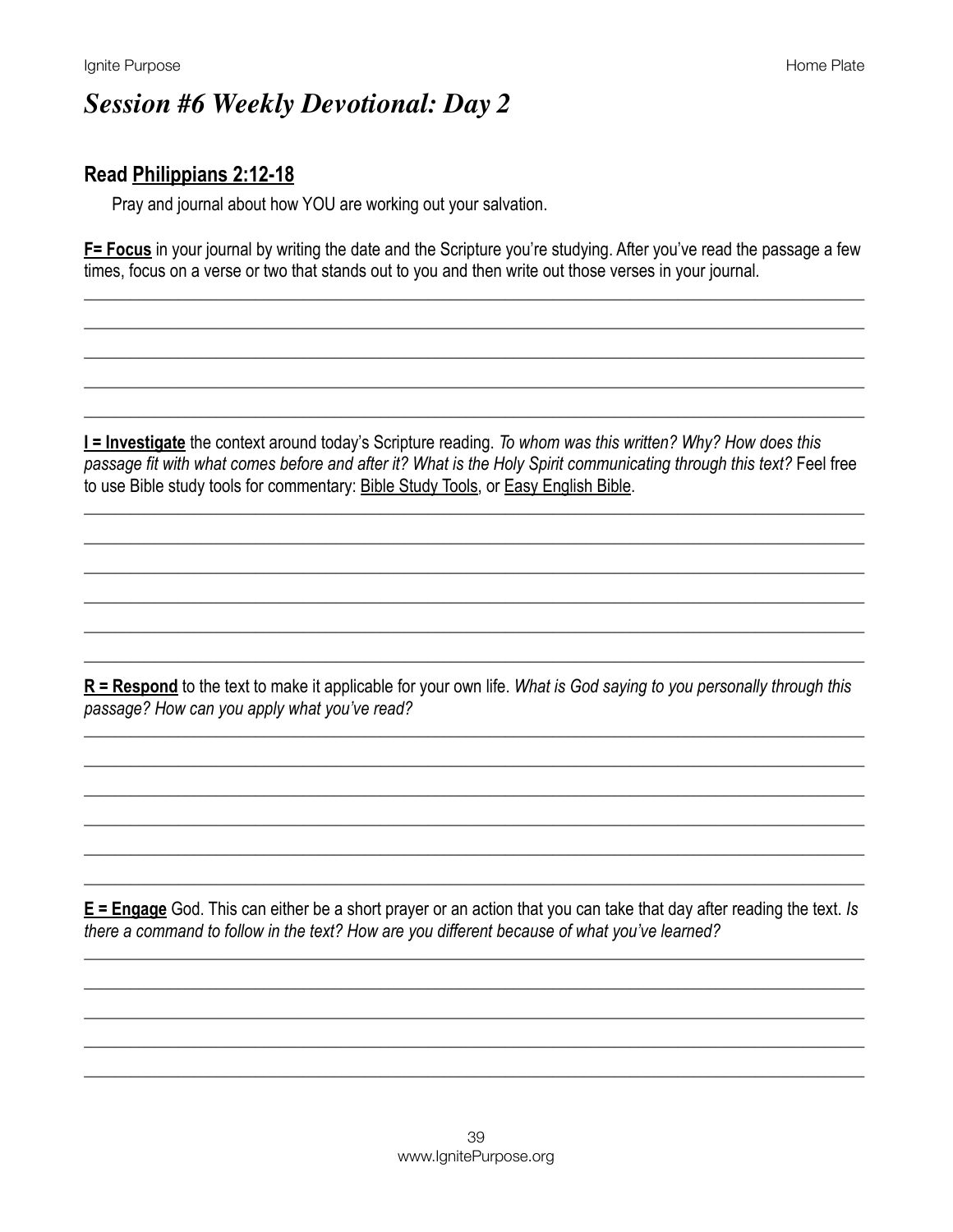# *Session #6 Weekly Devotional: Day 2*

## Read Philippians 2:12-18

Pray and journal about how YOU are working out your salvation.

**F= Focus** in your journal by writing the date and the Scripture you're studying. After you've read the passage a few times, focus on a verse or two that stands out to you and then write out those verses in your journal.

**I = Investigate** the context around today's Scripture reading. *To whom was this written? Why? How does this passage fit with what comes before and after it? What is the Holy Spirit communicating through this text?* Feel free to use Bible study tools for commentary: Bible Study Tools, or Easy English Bible.

**R = Respond** to the text to make it applicable for your own life. *What is God saying to you personally through this passage? How can you apply what you've read?*

**E = Engage** God. This can either be a short prayer or an action that you can take that day after reading the text. *Is there a command to follow in the text? How are you different because of what you've learned?*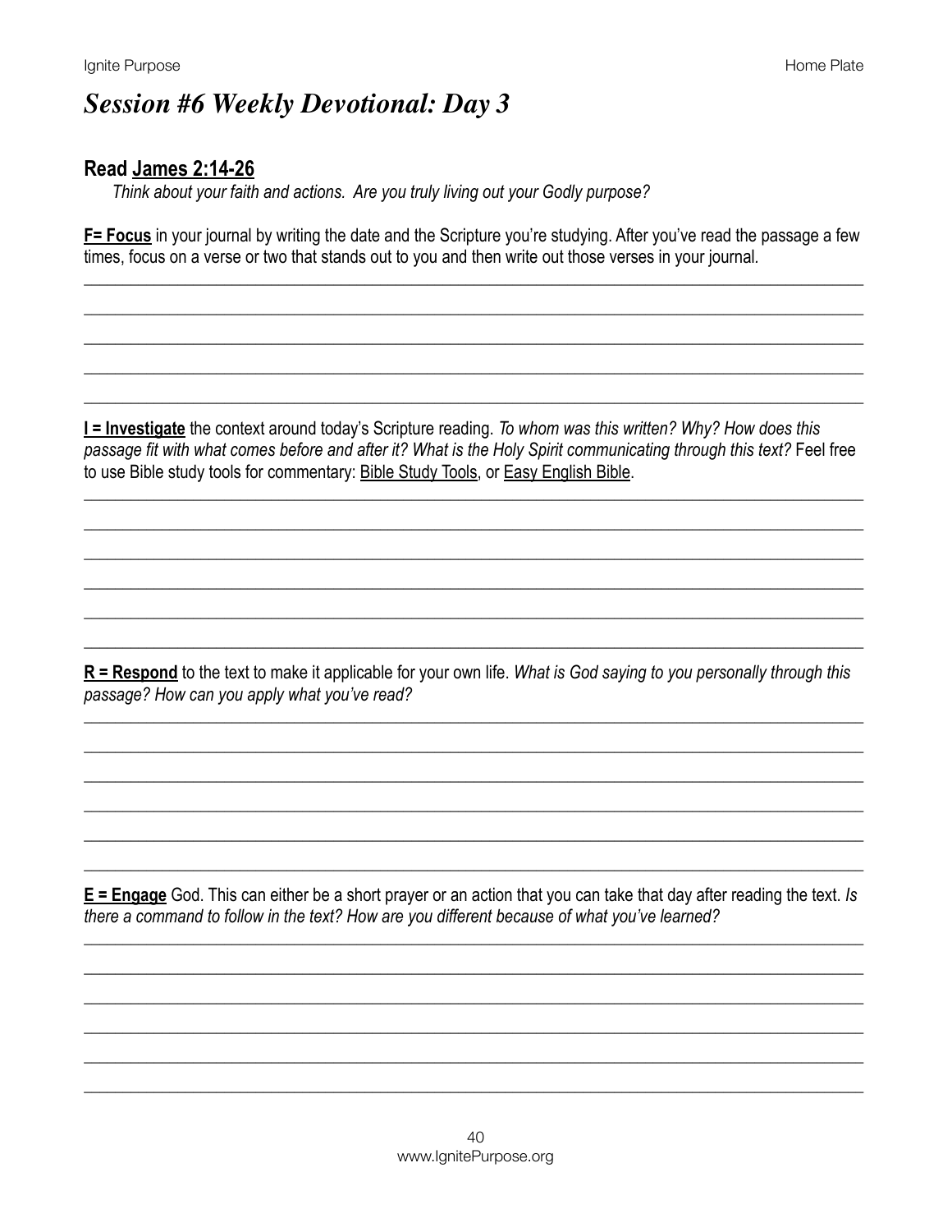# *Session #6 Weekly Devotional: Day 3*

**Read James 2:14-26**

*Think about your faith and actions. Are you truly living out your Godly purpose?*

**F= Focus** in your journal by writing the date and the Scripture you're studying. After you've read the passage a few times, focus on a verse or two that stands out to you and then write out those verses in your journal.

**I = Investigate** the context around today's Scripture reading. *To whom was this written? Why? How does this passage fit with what comes before and after it? What is the Holy Spirit communicating through this text?* Feel free to use Bible study tools for commentary: Bible Study Tools, or Easy English Bible.

**R = Respond** to the text to make it applicable for your own life. *What is God saying to you personally through this passage? How can you apply what you've read?*

**E = Engage** God. This can either be a short prayer or an action that you can take that day after reading the text. *Is there a command to follow in the text? How are you different because of what you've learned?*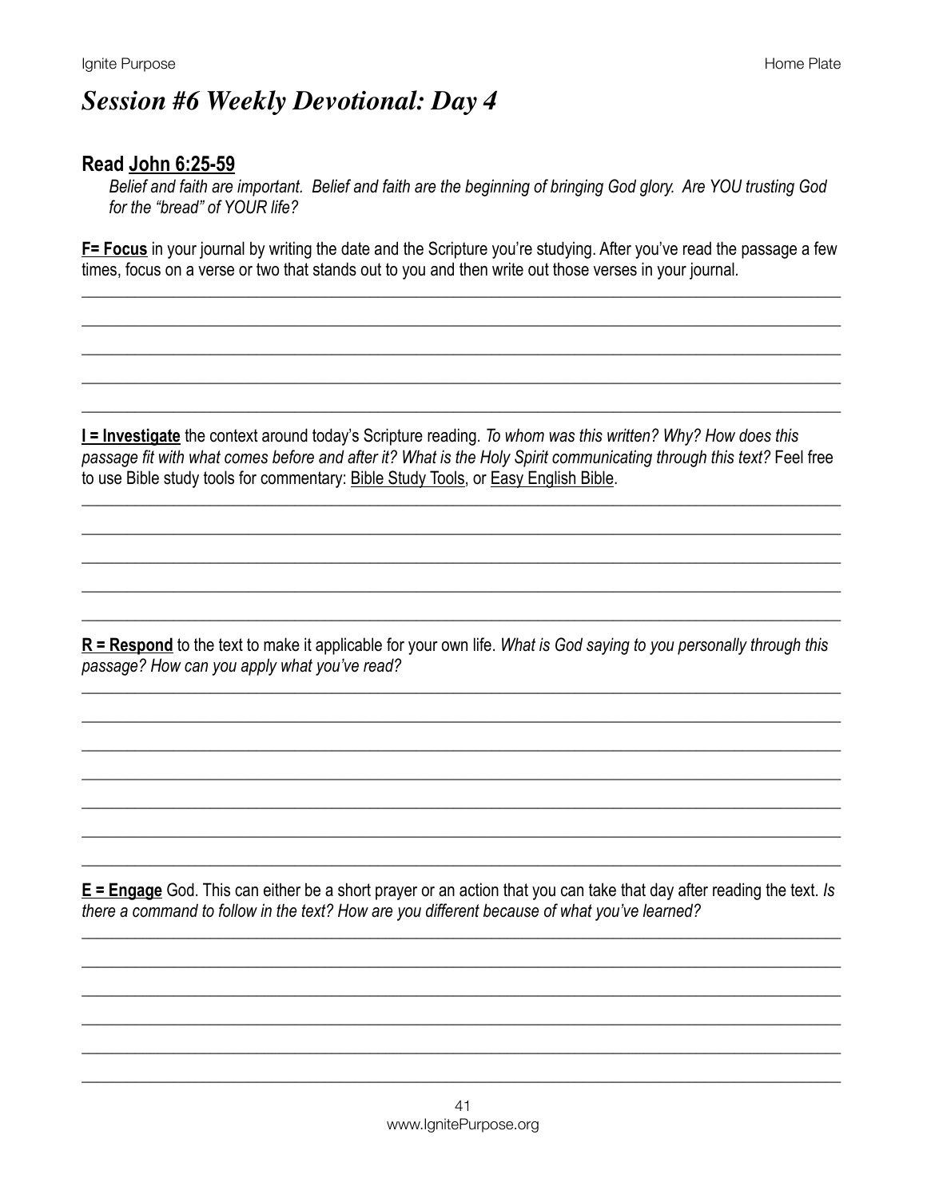# *Session #6 Weekly Devotional: Day 4*

### Read John 6:25-59

*Belief and faith are important. Belief and faith are the beginning of bringing God glory. Are YOU trusting God for the "bread" of YOUR life?*

**F= Focus** in your journal by writing the date and the Scripture you're studying. After you've read the passage a few times, focus on a verse or two that stands out to you and then write out those verses in your journal.

**I = Investigate** the context around today's Scripture reading. *To whom was this written? Why? How does this passage fit with what comes before and after it? What is the Holy Spirit communicating through this text?* Feel free to use Bible study tools for commentary: Bible Study Tools, or Easy English Bible.

**R = Respond** to the text to make it applicable for your own life. *What is God saying to you personally through this passage? How can you apply what you've read?*

**E = Engage** God. This can either be a short prayer or an action that you can take that day after reading the text. *Is there a command to follow in the text? How are you different because of what you've learned?*